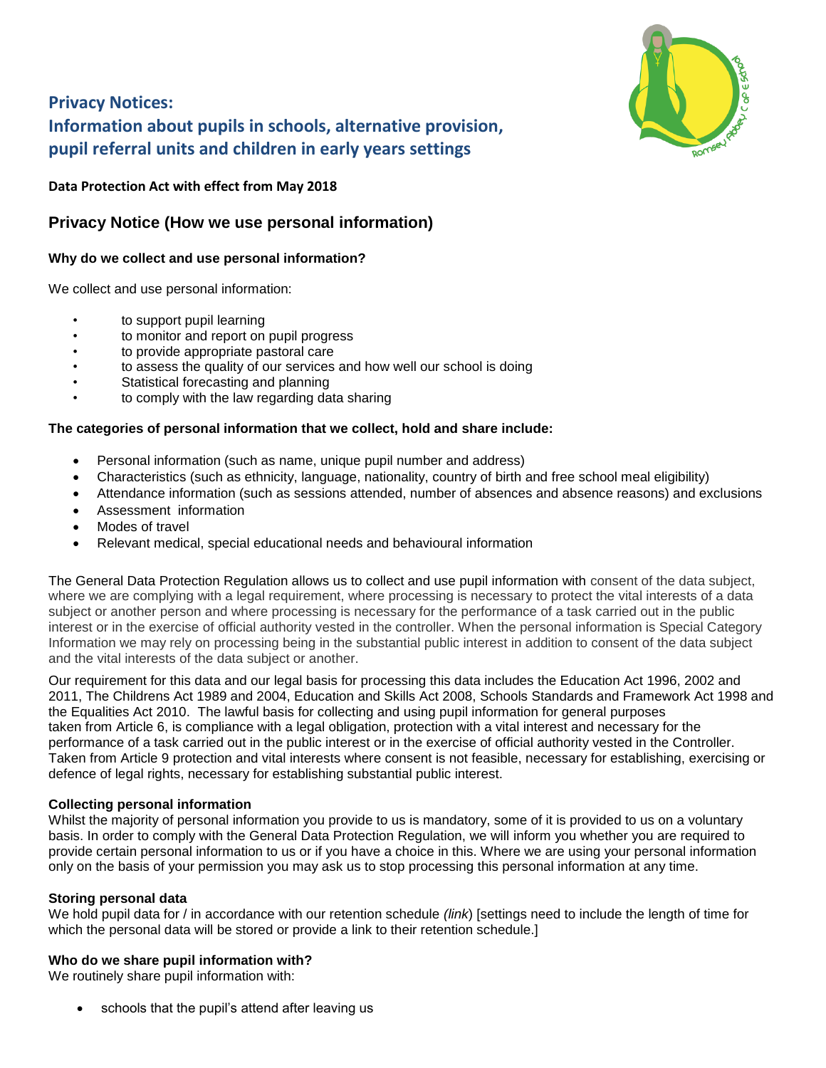## Privacy Notices:
## Information about pupils in schools, alternative provision, pupil referral units and children in early years settings

**Data Protection Act with effect from May 2018**

## Privacy Notice (How we use personal information)

**Why do we collect and use personal information?**

We collect and use personal information:

- to support pupil learning
- to monitor and report on pupil progress
- to provide appropriate pastoral care
- to assess the quality of our services and how well our school is doing
- Statistical forecasting and planning
- to comply with the law regarding data sharing

**The categories of personal information that we collect, hold and share include:**

- Personal information (such as name, unique pupil number and address)
- Characteristics (such as ethnicity, language, nationality, country of birth and free school meal eligibility)
- Attendance information (such as sessions attended, number of absences and absence reasons) and exclusions
- Assessment information
- Modes of travel
- Relevant medical, special educational needs and behavioural information

The General Data Protection Regulation allows us to collect and use pupil information with consent of the data subject, where we are complying with a legal requirement, where processing is necessary to protect the vital interests of a data subject or another person and where processing is necessary for the performance of a task carried out in the public interest or in the exercise of official authority vested in the controller. When the personal information is Special Category Information we may rely on processing being in the substantial public interest in addition to consent of the data subject and the vital interests of the data subject or another.

Our requirement for this data and our legal basis for processing this data includes the Education Act 1996, 2002 and 2011, The Childrens Act 1989 and 2004, Education and Skills Act 2008, Schools Standards and Framework Act 1998 and the Equalities Act 2010. The lawful basis for collecting and using pupil information for general purposes taken from Article 6, is compliance with a legal obligation, protection with a vital interest and necessary for the performance of a task carried out in the public interest or in the exercise of official authority vested in the Controller. Taken from Article 9 protection and vital interests where consent is not feasible, necessary for establishing, exercising or defence of legal rights, necessary for establishing substantial public interest.

**Collecting personal information**

Whilst the majority of personal information you provide to us is mandatory, some of it is provided to us on a voluntary basis. In order to comply with the General Data Protection Regulation, we will inform you whether you are required to provide certain personal information to us or if you have a choice in this. Where we are using your personal information only on the basis of your permission you may ask us to stop processing this personal information at any time.

**Storing personal data**

We hold pupil data for / in accordance with our retention schedule *(link*) [settings need to include the length of time for which the personal data will be stored or provide a link to their retention schedule.]

**Who do we share pupil information with?**

We routinely share pupil information with:

- schools that the pupil's attend after leaving us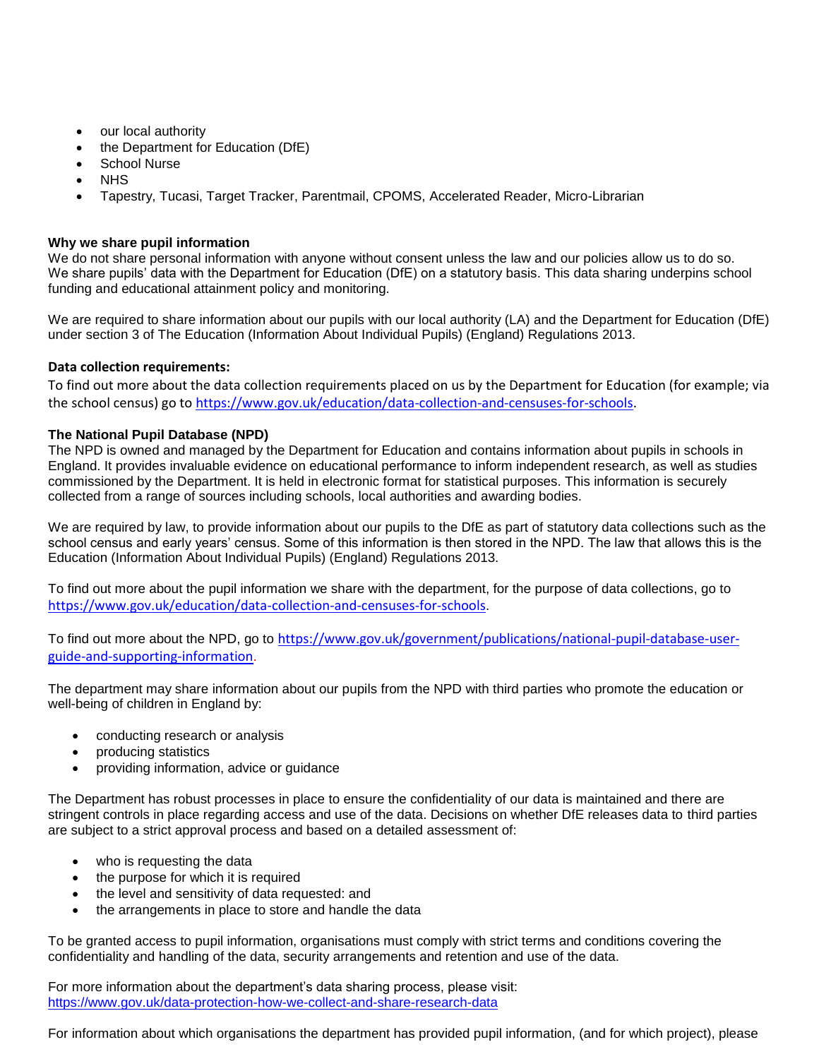- our local authority
- the Department for Education (DfE)
- School Nurse
- NHS
- Tapestry, Tucasi, Target Tracker, Parentmail, CPOMS, Accelerated Reader, Micro-Librarian

**Why we share pupil information**
We do not share personal information with anyone without consent unless the law and our policies allow us to do so.
We share pupils' data with the Department for Education (DfE) on a statutory basis. This data sharing underpins school funding and educational attainment policy and monitoring.

We are required to share information about our pupils with our local authority (LA) and the Department for Education (DfE) under section 3 of The Education (Information About Individual Pupils) (England) Regulations 2013.

**Data collection requirements:**
To find out more about the data collection requirements placed on us by the Department for Education (for example; via the school census) go to https://www.gov.uk/education/data-collection-and-censuses-for-schools.

**The National Pupil Database (NPD)**
The NPD is owned and managed by the Department for Education and contains information about pupils in schools in England. It provides invaluable evidence on educational performance to inform independent research, as well as studies commissioned by the Department. It is held in electronic format for statistical purposes. This information is securely collected from a range of sources including schools, local authorities and awarding bodies.

We are required by law, to provide information about our pupils to the DfE as part of statutory data collections such as the school census and early years' census. Some of this information is then stored in the NPD. The law that allows this is the Education (Information About Individual Pupils) (England) Regulations 2013.

To find out more about the pupil information we share with the department, for the purpose of data collections, go to https://www.gov.uk/education/data-collection-and-censuses-for-schools.

To find out more about the NPD, go to https://www.gov.uk/government/publications/national-pupil-database-user-guide-and-supporting-information.

The department may share information about our pupils from the NPD with third parties who promote the education or well-being of children in England by:

- conducting research or analysis
- producing statistics
- providing information, advice or guidance

The Department has robust processes in place to ensure the confidentiality of our data is maintained and there are stringent controls in place regarding access and use of the data. Decisions on whether DfE releases data to third parties are subject to a strict approval process and based on a detailed assessment of:

- who is requesting the data
- the purpose for which it is required
- the level and sensitivity of data requested: and
- the arrangements in place to store and handle the data

To be granted access to pupil information, organisations must comply with strict terms and conditions covering the confidentiality and handling of the data, security arrangements and retention and use of the data.

For more information about the department's data sharing process, please visit:
https://www.gov.uk/data-protection-how-we-collect-and-share-research-data

For information about which organisations the department has provided pupil information, (and for which project), please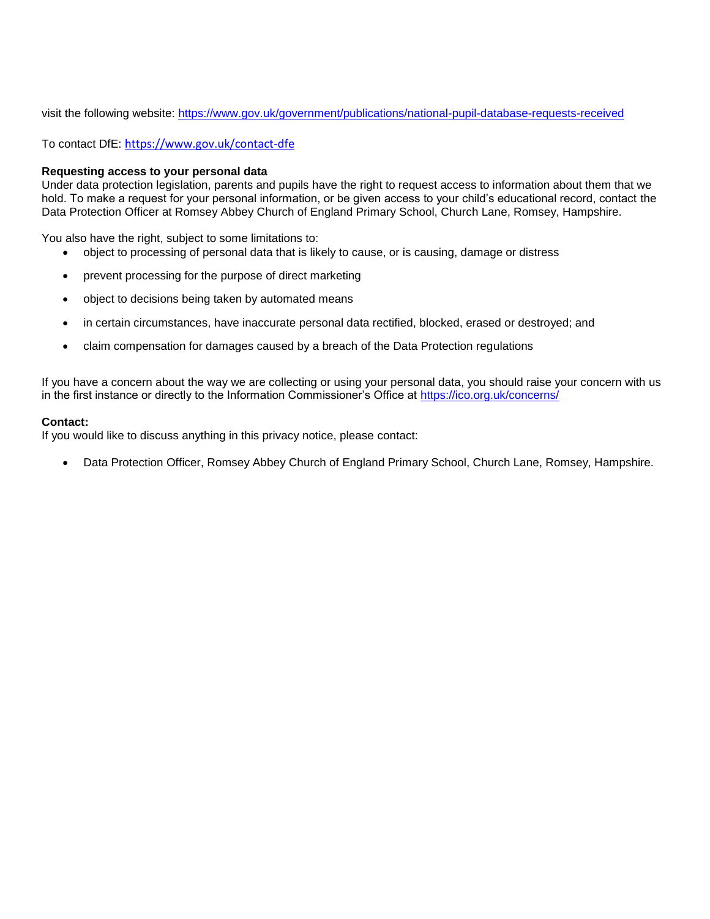visit the following website: https://www.gov.uk/government/publications/national-pupil-database-requests-received

To contact DfE: https://www.gov.uk/contact-dfe

**Requesting access to your personal data**
Under data protection legislation, parents and pupils have the right to request access to information about them that we hold. To make a request for your personal information, or be given access to your child's educational record, contact the Data Protection Officer at Romsey Abbey Church of England Primary School, Church Lane, Romsey, Hampshire.

You also have the right, subject to some limitations to:

- object to processing of personal data that is likely to cause, or is causing, damage or distress
- prevent processing for the purpose of direct marketing
- object to decisions being taken by automated means
- in certain circumstances, have inaccurate personal data rectified, blocked, erased or destroyed; and
- claim compensation for damages caused by a breach of the Data Protection regulations

If you have a concern about the way we are collecting or using your personal data, you should raise your concern with us in the first instance or directly to the Information Commissioner's Office at https://ico.org.uk/concerns/

**Contact:**
If you would like to discuss anything in this privacy notice, please contact:

- Data Protection Officer, Romsey Abbey Church of England Primary School, Church Lane, Romsey, Hampshire.